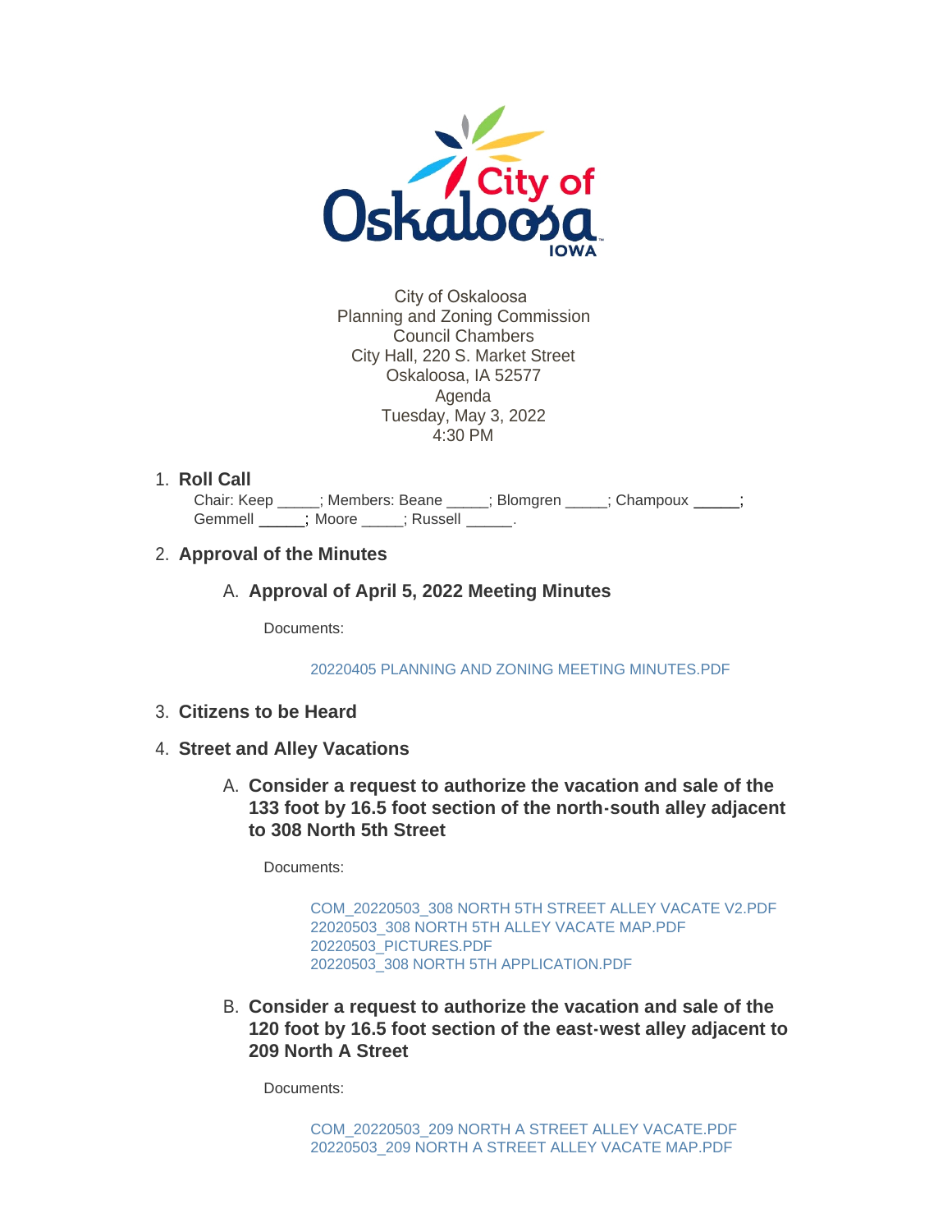City of Oskaloosa
Planning and Zoning Commission
Council Chambers
City Hall, 220 S. Market Street
Oskaloosa, IA 52577
Agenda
Tuesday, May 3, 2022
4:30 PM

1. **Roll Call**

   Chair: Keep _____; Members: Beane _____; Blomgren _____; Champoux _____; Gemmell _____; Moore _____; Russell _____.

2. **Approval of the Minutes**

   A. **Approval of April 5, 2022 Meeting Minutes**

      Documents:

      20220405 PLANNING AND ZONING MEETING MINUTES.PDF

3. **Citizens to be Heard**

4. **Street and Alley Vacations**

   A. **Consider a request to authorize the vacation and sale of the 133 foot by 16.5 foot section of the north-south alley adjacent to 308 North 5th Street**

      Documents:

      COM_20220503_308 NORTH 5TH STREET ALLEY VACATE V2.PDF
      22020503_308 NORTH 5TH ALLEY VACATE MAP.PDF
      20220503_PICTURES.PDF
      20220503_308 NORTH 5TH APPLICATION.PDF

   B. **Consider a request to authorize the vacation and sale of the 120 foot by 16.5 foot section of the east-west alley adjacent to 209 North A Street**

      Documents:

      COM_20220503_209 NORTH A STREET ALLEY VACATE.PDF
      20220503_209 NORTH A STREET ALLEY VACATE MAP.PDF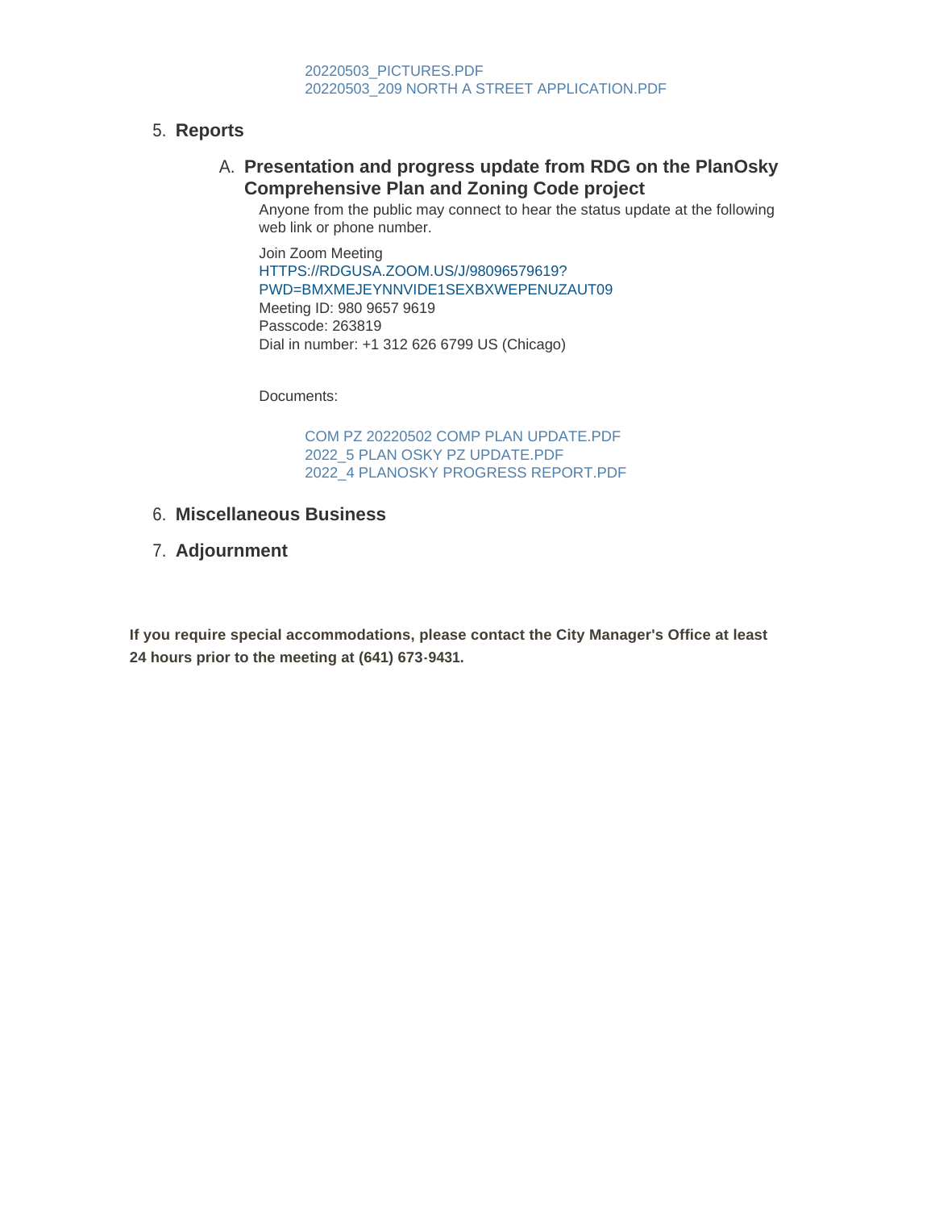20220503_PICTURES.PDF
20220503_209 NORTH A STREET APPLICATION.PDF

5. **Reports**

   A. **Presentation and progress update from RDG on the PlanOsky Comprehensive Plan and Zoning Code project**

      Anyone from the public may connect to hear the status update at the following web link or phone number.

      Join Zoom Meeting
      HTTPS://RDGUSA.ZOOM.US/J/98096579619?PWD=BMXMEJEYNNVIDE1SEXBXWEPENUZAUT09
      Meeting ID: 980 9657 9619
      Passcode: 263819
      Dial in number: +1 312 626 6799 US (Chicago)

      Documents:

      COM PZ 20220502 COMP PLAN UPDATE.PDF
      2022_5 PLAN OSKY PZ UPDATE.PDF
      2022_4 PLANOSKY PROGRESS REPORT.PDF

6. **Miscellaneous Business**

7. **Adjournment**

**If you require special accommodations, please contact the City Manager's Office at least 24 hours prior to the meeting at (641) 673-9431.**